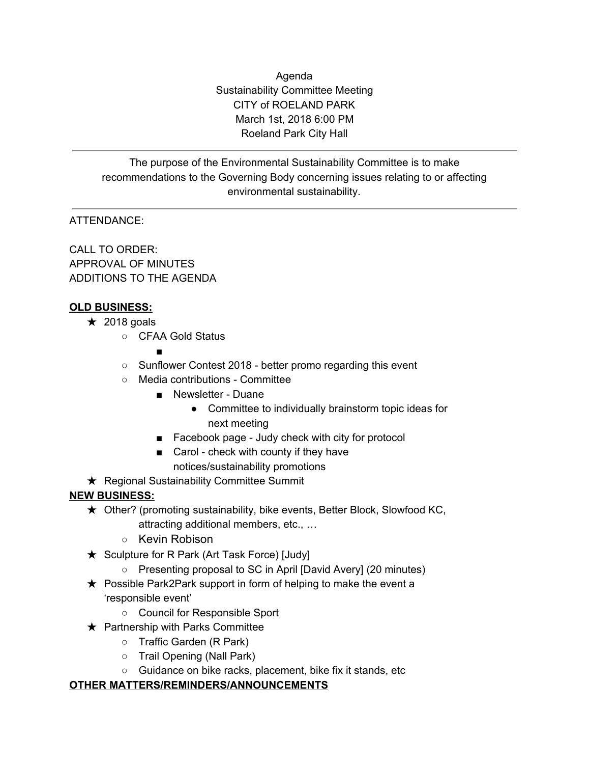Agenda
Sustainability Committee Meeting
CITY of ROELAND PARK
March 1st, 2018 6:00 PM
Roeland Park City Hall

---

The purpose of the Environmental Sustainability Committee is to make recommendations to the Governing Body concerning issues relating to or affecting environmental sustainability.

---

ATTENDANCE:

CALL TO ORDER:
APPROVAL OF MINUTES
ADDITIONS TO THE AGENDA

**OLD BUSINESS:**

- ★ 2018 goals
  - CFAA Gold Status
    - 
  - Sunflower Contest 2018 - better promo regarding this event
  - Media contributions - Committee
    - Newsletter - Duane
      - Committee to individually brainstorm topic ideas for next meeting
    - Facebook page - Judy check with city for protocol
    - Carol - check with county if they have notices/sustainability promotions
- ★ Regional Sustainability Committee Summit

**NEW BUSINESS:**

- ★ Other? (promoting sustainability, bike events, Better Block, Slowfood KC, attracting additional members, etc., …
  - Kevin Robison
- ★ Sculpture for R Park (Art Task Force) [Judy]
  - Presenting proposal to SC in April [David Avery] (20 minutes)
- ★ Possible Park2Park support in form of helping to make the event a 'responsible event'
  - Council for Responsible Sport
- ★ Partnership with Parks Committee
  - Traffic Garden (R Park)
  - Trail Opening (Nall Park)
  - Guidance on bike racks, placement, bike fix it stands, etc

**OTHER MATTERS/REMINDERS/ANNOUNCEMENTS**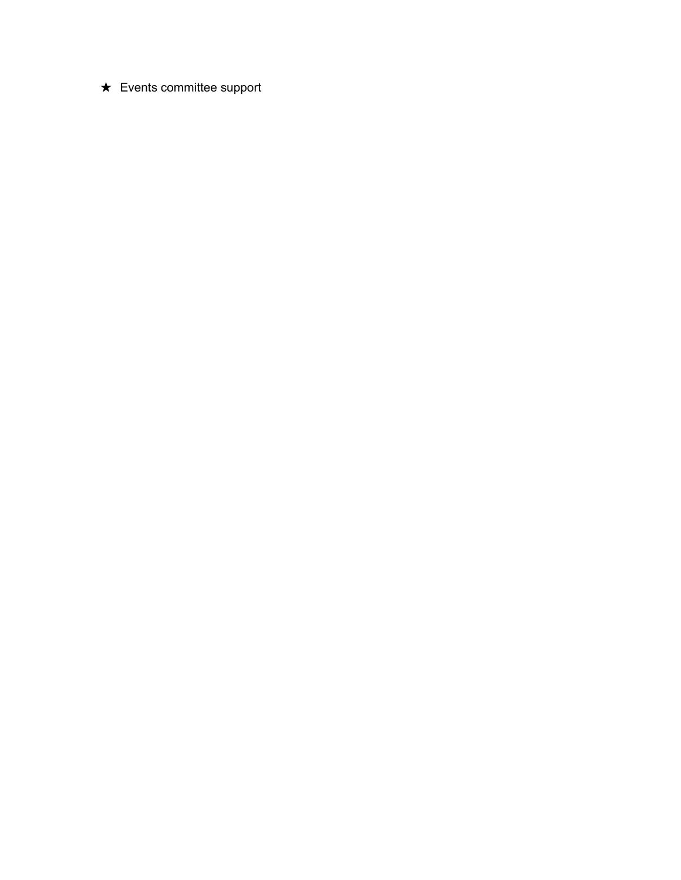★ Events committee support